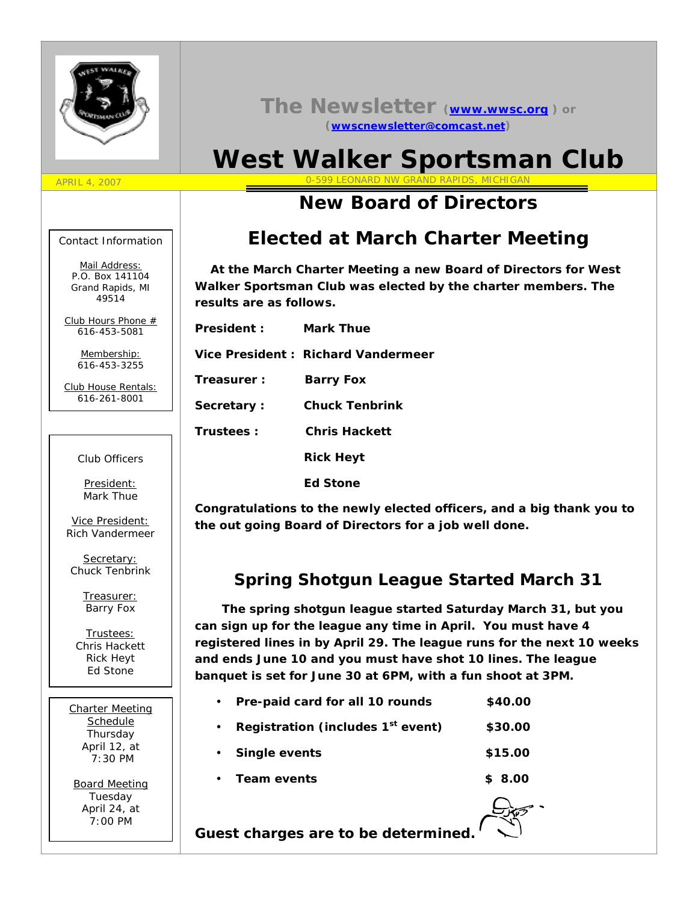# The Newsletter (www.wwsc.org) or (wwscnewsletter@comcast.net)

# West Walker Sportsman Club

APRIL 4, 2007

0-599 LEONARD NW GRAND RAPIDS, MICHIGAN

Contact Information

Mail Address:
P.O. Box 141104
Grand Rapids, MI
49514

Club Hours Phone #
616-453-5081

Membership:
616-453-3255

Club House Rentals:
616-261-8001

Club Officers

President:
Mark Thue

Vice President:
Rich Vandermeer

Secretary:
Chuck Tenbrink

Treasurer:
Barry Fox

Trustees:
Chris Hackett
Rick Heyt
Ed Stone

Charter Meeting Schedule
Thursday
April 12, at
7:30 PM

Board Meeting
Tuesday
April 24, at
7:00 PM

## New Board of Directors

## Elected at March Charter Meeting

**At the March Charter Meeting a new Board of Directors for West Walker Sportsman Club was elected by the charter members. The results are as follows.**

**President :** **Mark Thue**

**Vice President :** **Richard Vandermeer**

**Treasurer :** **Barry Fox**

**Secretary :** **Chuck Tenbrink**

**Trustees :** **Chris Hackett**

**Rick Heyt**

**Ed Stone**

**Congratulations to the newly elected officers, and a big thank you to the out going Board of Directors for a job well done.**

## Spring Shotgun League Started March 31

**The spring shotgun league started Saturday March 31, but you can sign up for the league any time in April. You must have 4 registered lines in by April 29. The league runs for the next 10 weeks and ends June 10 and you must have shot 10 lines. The league banquet is set for June 30 at 6PM, with a fun shoot at 3PM.**

- **Pre-paid card for all 10 rounds** **$40.00**
- **Registration (includes 1st event)** **$30.00**
- **Single events** **$15.00**
- **Team events** **$ 8.00**

**Guest charges are to be determined.**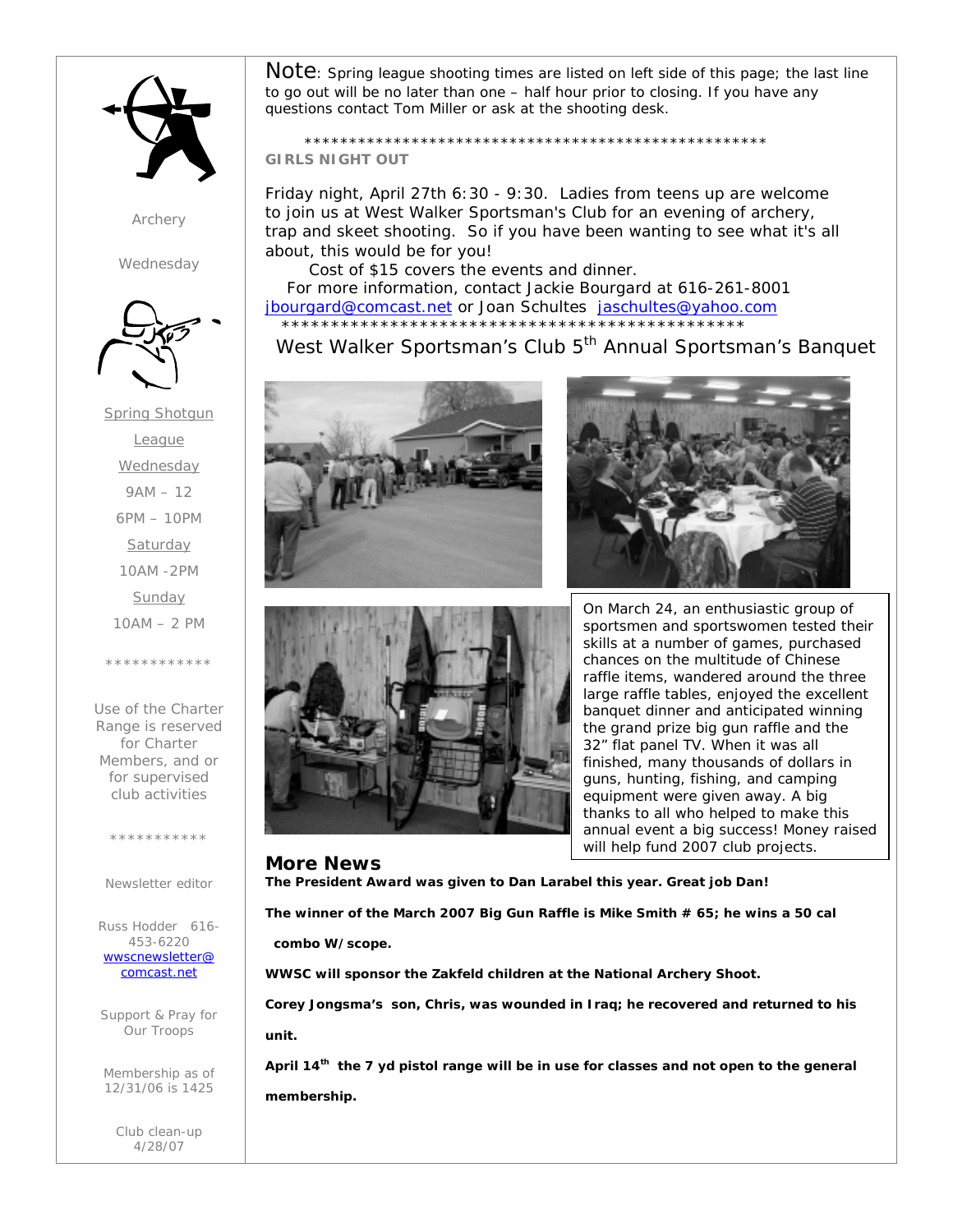Archery

Wednesday

Spring Shotgun League

Wednesday

9AM – 12

6PM – 10PM

Saturday

10AM -2PM

Sunday

10AM – 2 PM

************

Use of the Charter Range is reserved for Charter Members, and or for supervised club activities

***********

Newsletter editor

Russ Hodder 616-453-6220 wwscnewsletter@comcast.net

Support & Pray for Our Troops

Membership as of 12/31/06 is 1425

Club clean-up 4/28/07

Note: Spring league shooting times are listed on left side of this page; the last line to go out will be no later than one – half hour prior to closing. If you have any questions contact Tom Miller or ask at the shooting desk.

*****************************************************

**GIRLS NIGHT OUT**

Friday night, April 27th 6:30 - 9:30. Ladies from teens up are welcome to join us at West Walker Sportsman's Club for an evening of archery, trap and skeet shooting. So if you have been wanting to see what it's all about, this would be for you!

Cost of $15 covers the events and dinner.

For more information, contact Jackie Bourgard at 616-261-8001 jbourgard@comcast.net or Joan Schultes jaschultes@yahoo.com

**************************************************

## West Walker Sportsman's Club 5th Annual Sportsman's Banquet

On March 24, an enthusiastic group of sportsmen and sportswomen tested their skills at a number of games, purchased chances on the multitude of Chinese raffle items, wandered around the three large raffle tables, enjoyed the excellent banquet dinner and anticipated winning the grand prize big gun raffle and the 32" flat panel TV. When it was all finished, many thousands of dollars in guns, hunting, fishing, and camping equipment were given away. A big thanks to all who helped to make this annual event a big success! Money raised will help fund 2007 club projects.

## More News

**The President Award was given to Dan Larabel this year. Great job Dan!**

**The winner of the March 2007 Big Gun Raffle is Mike Smith # 65; he wins a 50 cal combo W/scope.**

**WWSC will sponsor the Zakfeld children at the National Archery Shoot.**

**Corey Jongsma's son, Chris, was wounded in Iraq; he recovered and returned to his unit.**

**April 14th the 7 yd pistol range will be in use for classes and not open to the general membership.**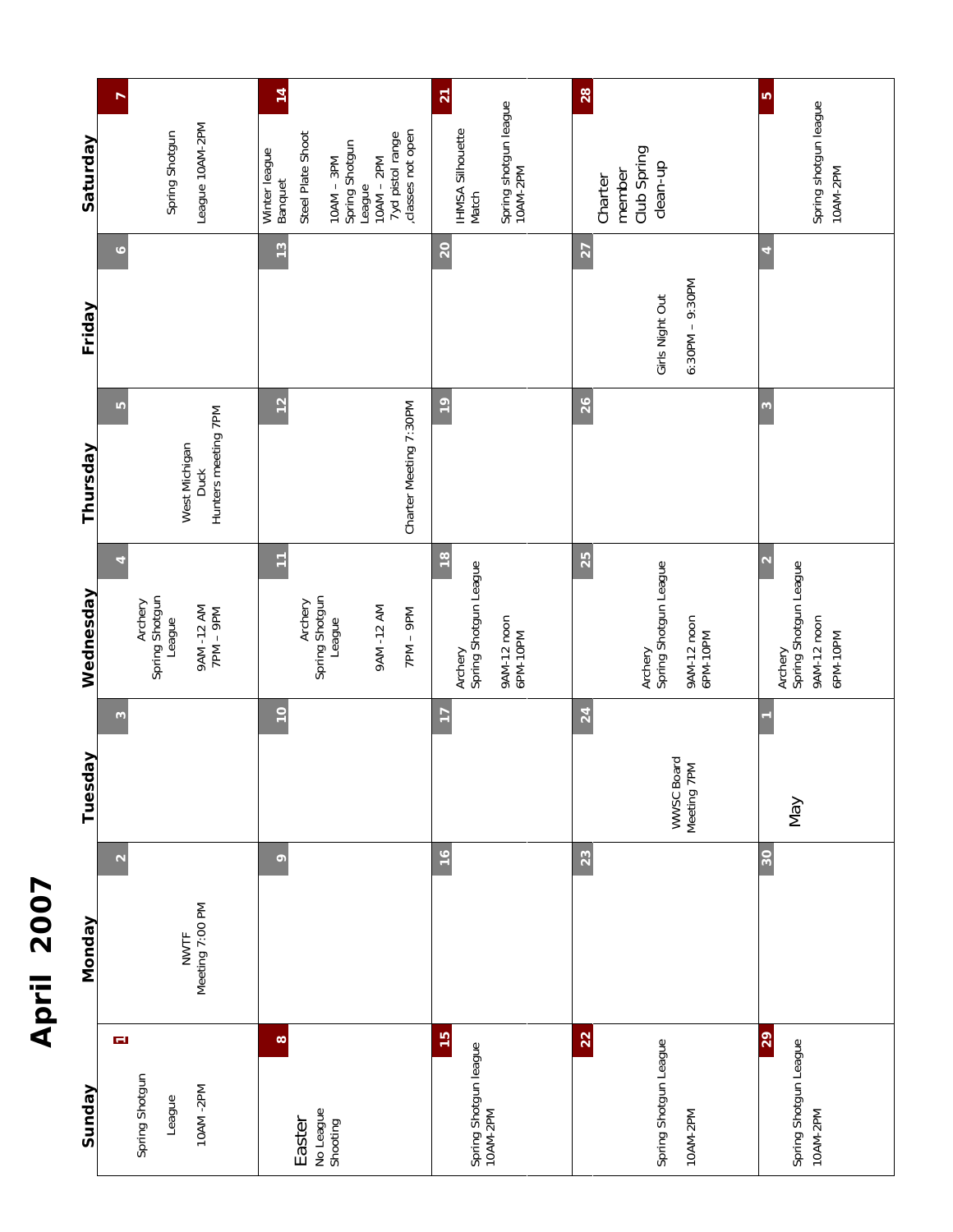# April 2007

| Sunday | Monday | Tuesday | Wednesday | Thursday | Friday | Saturday |
|---|---|---|---|---|---|---|
| **1** Spring Shotgun League 10AM -2PM | **2** NWTF Meeting 7:00 PM | **3** | **4** Archery Spring Shotgun League 9AM -12 AM 7PM – 9PM | **5** West Michigan Duck Hunters meeting 7PM | **6** | **7** Spring Shotgun League 10AM-2PM |
| **8** Easter No League Shooting | **9** | **10** | **11** Archery Spring Shotgun League 9AM -12 AM 7PM – 9PM | **12** Charter Meeting 7:30PM | **13** | **14** Winter league Banquet Steel Plate Shoot 10AM – 3PM Spring Shotgun League 10AM – 2PM 7yd pistol range ,classes not open |
| **15** Spring Shotgun league 10AM-2PM | **16** | **17** | **18** Archery Spring Shotgun League 9AM-12 noon 6PM-10PM | **19** | **20** | **21** IHMSA Silhouette Match Spring shotgun league 10AM-2PM |
| **22** Spring Shotgun League 10AM-2PM | **23** | **24** WWSC Board Meeting 7PM | **25** Archery Spring Shotgun League 9AM-12 noon 6PM-10PM | **26** | **27** Girls Night Out 6:30PM – 9:30PM | **28** Charter member Club Spring clean-up |
| **29** Spring Shotgun League 10AM-2PM | **30** | **1** May | **2** Archery Spring Shotgun League 9AM-12 noon 6PM-10PM | **3** | **4** | **5** Spring shotgun league 10AM-2PM |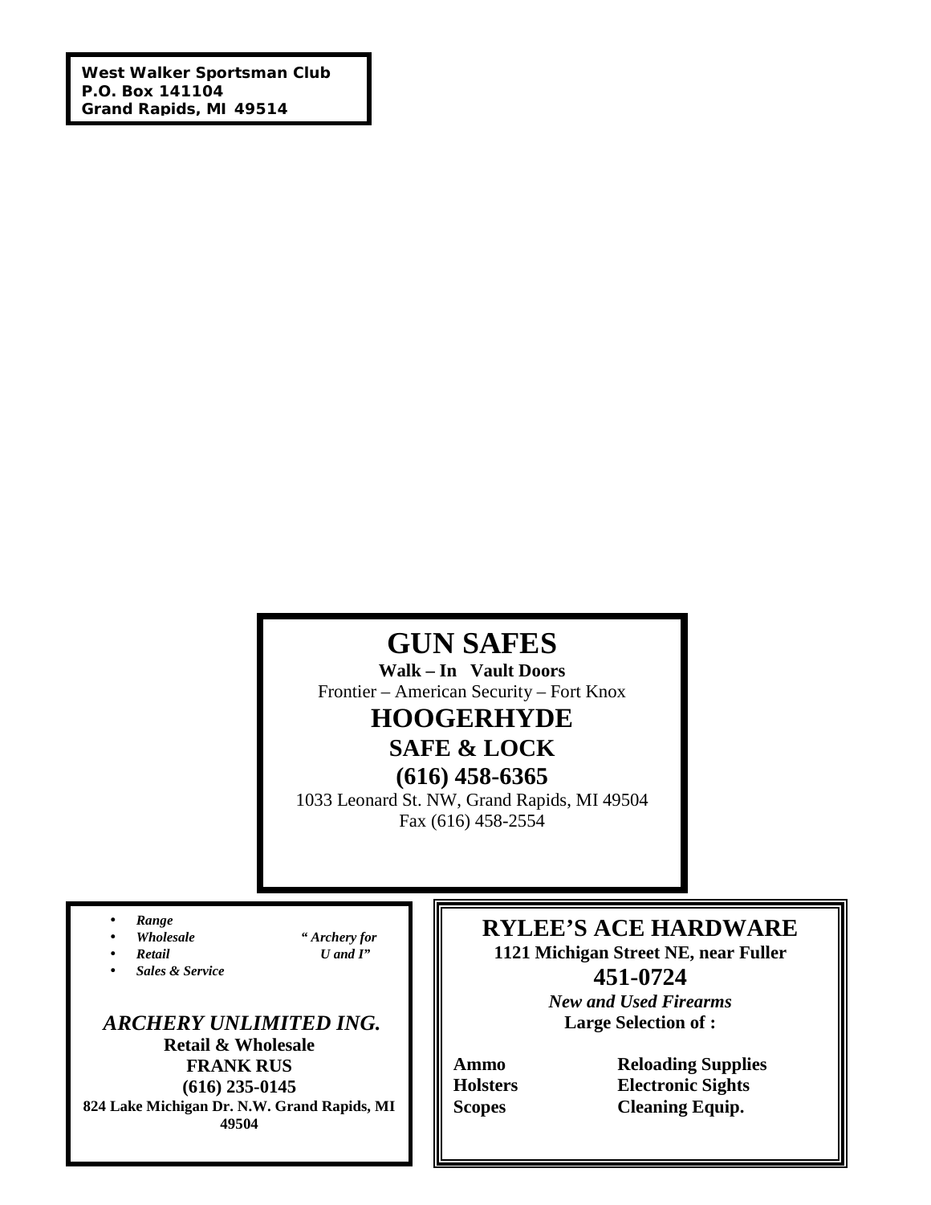**West Walker Sportsman Club**
**P.O. Box 141104**
**Grand Rapids, MI 49514**

# GUN SAFES

**Walk – In Vault Doors**

Frontier – American Security – Fort Knox

## HOOGERHYDE

### SAFE & LOCK

### (616) 458-6365

1033 Leonard St. NW, Grand Rapids, MI 49504

Fax (616) 458-2554

- ***Range***
- ***Wholesale***
- ***Retail***
- ***Sales & Service***

***" Archery for U and I"***

***ARCHERY UNLIMITED ING.***

**Retail & Wholesale**

**FRANK RUS**

**(616) 235-0145**

**824 Lake Michigan Dr. N.W. Grand Rapids, MI 49504**

## RYLEE'S ACE HARDWARE

**1121 Michigan Street NE, near Fuller**

**451-0724**

***New and Used Firearms***

**Large Selection of :**

| | |
|---|---|
| **Ammo** | **Reloading Supplies** |
| **Holsters** | **Electronic Sights** |
| **Scopes** | **Cleaning Equip.** |